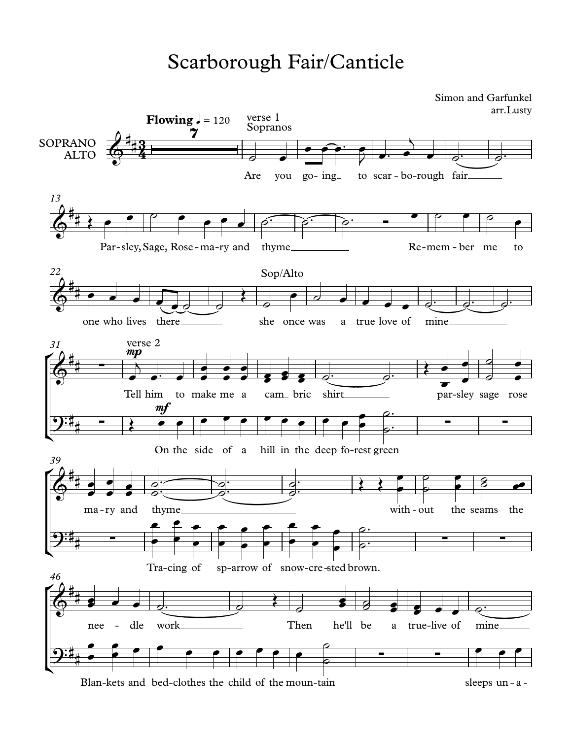# Scarborough Fair/Canticle

Simon and Garfunkel
arr.Lusty

SOPRANO
ALTO

**Flowing** ♩ = 120

verse 1
Sopranos

Are you go- ing to scar - bo-rough fair

Par- sley, Sage, Rose - ma-ry and thyme

Re-mem - ber me to one who lives there

Sop/Alto

she once was a true love of mine

verse 2

*mp*

Tell him to make me a cam bric shirt

par-sley sage rose ma-ry and thyme

with - out the seams the nee - dle work

Then he'll be a true-live of mine

*mf*

On the side of a hill in the deep fo-rest green

Tra-cing of sp-arrow of snow-cre-sted brown.

Blan-kets and bed-clothes the child of the moun-tain

sleeps un - a -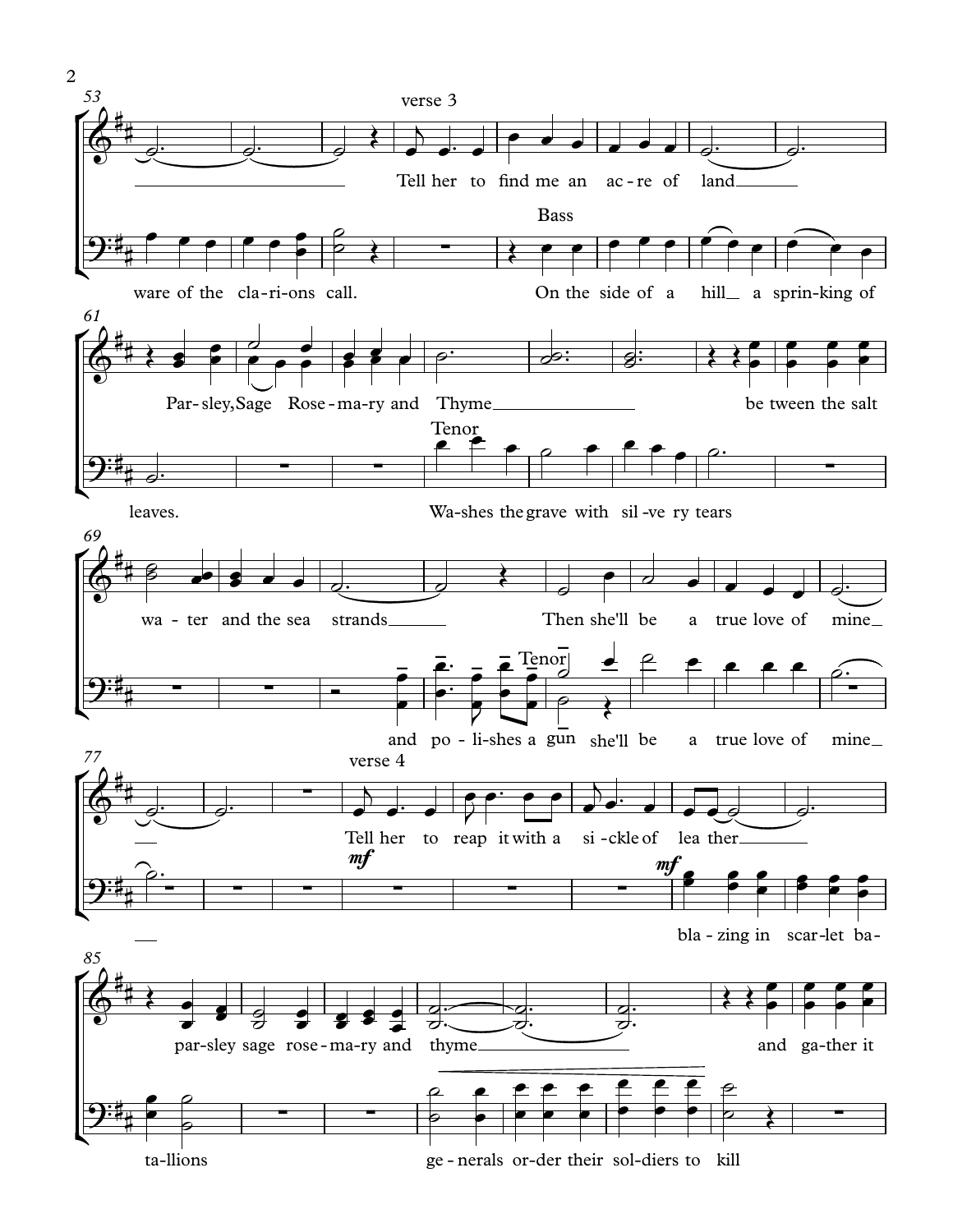53

verse 3

Tell her to find me an ac-re of land

Bass

ware of the cla-ri-ons call. On the side of a hill a sprin-king of

61

Par-sley, Sage Rose-ma-ry and Thyme be tween the salt

Tenor

leaves. Wa-shes the grave with sil-ve ry tears

69

wa-ter and the sea strands Then she'll be a true love of mine

Tenor

and po-li-shes a gun she'll be a true love of mine

77

verse 4

Tell her to reap it with a si-ckle of lea ther

*mf*

*mf*

bla-zing in scar-let ba-

85

par-sley sage rose-ma-ry and thyme and ga-ther it

ta-llions ge-nerals or-der their sol-diers to kill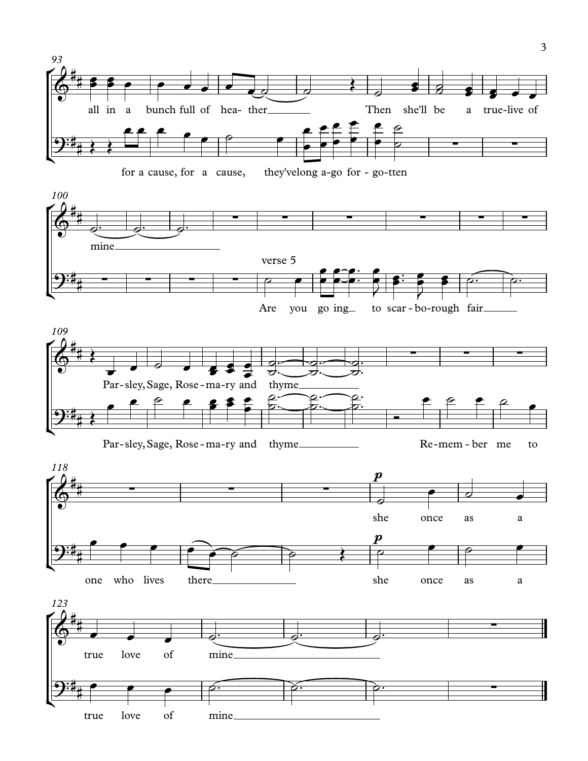93

all in a bunch full of hea- ther

Then she'll be a true-live of

for a cause, for a cause, they'velong a-go for - go-tten

100

mine

verse 5

Are you go ing to scar - bo-rough fair

109

Par- sley, Sage, Rose - ma-ry and thyme

Par- sley, Sage, Rose - ma-ry and thyme

Re-mem - ber me to

118

*p*

she once as a

one who lives there

*p*

she once as a

123

true love of mine

true love of mine